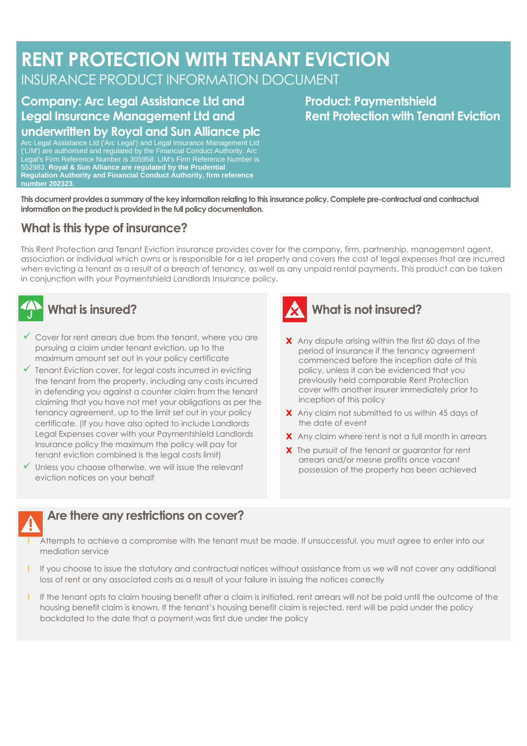# RENT PROTECTION WITH TENANT EVICTION

INSURANCE PRODUCT INFORMATION DOCUMENT

## Company: Arc Legal Assistance Ltd and Legal Insurance Management Ltd and underwritten by Royal and Sun Alliance plc

Arc Legal Assistance Ltd ('Arc Legal') and Legal Insurance Management Ltd ('LIM') are authorised and regulated by the Financial Conduct Authority. Arc Legal's Firm Reference Number is 305958. LIM's Firm Reference Number is 552983. **Royal & Sun Alliance are regulated by the Prudential Regulation Authority and Financial Conduct Authority, firm reference number 202323.**

## Product: Paymentshield Rent Protection with Tenant Eviction

**This document provides a summary of the key information relating to this insurance policy. Complete pre-contractual and contractual information on the product is provided in the full policy documentation.**

## What is this type of insurance?

This Rent Protection and Tenant Eviction insurance provides cover for the company, firm, partnership, management agent, association or individual which owns or is responsible for a let property and covers the cost of legal expenses that are incurred when evicting a tenant as a result of a breach of tenancy, as well as any unpaid rental payments. This product can be taken in conjunction with your Paymentshield Landlords Insurance policy.

## What is insured?

- ✓ Cover for rent arrears due from the tenant, where you are pursuing a claim under tenant eviction, up to the maximum amount set out in your policy certificate
- ✓ Tenant Eviction cover, for legal costs incurred in evicting the tenant from the property, including any costs incurred in defending you against a counter claim from the tenant claiming that you have not met your obligations as per the tenancy agreement, up to the limit set out in your policy certificate. (If you have also opted to include Landlords Legal Expenses cover with your Paymentshield Landlords Insurance policy the maximum the policy will pay for tenant eviction combined is the legal costs limit)
- ✓ Unless you choose otherwise, we will issue the relevant eviction notices on your behalf

## What is not insured?

- ✗ Any dispute arising within the first 60 days of the period of insurance if the tenancy agreement commenced before the inception date of this policy, unless it can be evidenced that you previously held comparable Rent Protection cover with another insurer immediately prior to inception of this policy
- ✗ Any claim not submitted to us within 45 days of the date of event
- ✗ Any claim where rent is not a full month in arrears
- ✗ The pursuit of the tenant or guarantor for rent arrears and/or mesne profits once vacant possession of the property has been achieved

## Are there any restrictions on cover?

- ! Attempts to achieve a compromise with the tenant must be made. If unsuccessful, you must agree to enter into our mediation service
- ! If you choose to issue the statutory and contractual notices without assistance from us we will not cover any additional loss of rent or any associated costs as a result of your failure in issuing the notices correctly
- ! If the tenant opts to claim housing benefit after a claim is initiated, rent arrears will not be paid until the outcome of the housing benefit claim is known. If the tenant's housing benefit claim is rejected, rent will be paid under the policy backdated to the date that a payment was first due under the policy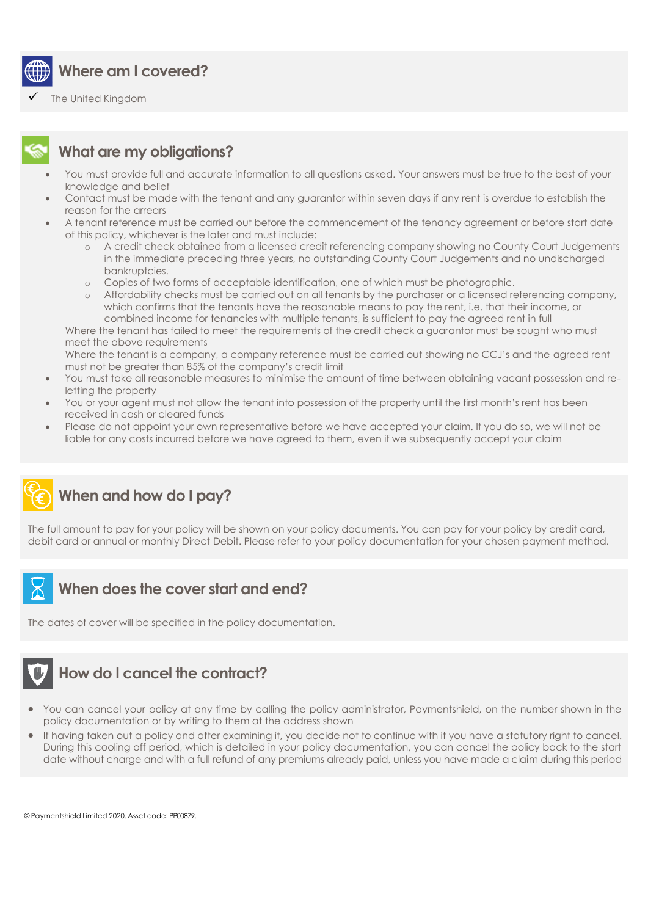## Where am I covered?

✓ The United Kingdom

## What are my obligations?

- You must provide full and accurate information to all questions asked. Your answers must be true to the best of your knowledge and belief
- Contact must be made with the tenant and any guarantor within seven days if any rent is overdue to establish the reason for the arrears
- A tenant reference must be carried out before the commencement of the tenancy agreement or before start date of this policy, whichever is the later and must include:
    - A credit check obtained from a licensed credit referencing company showing no County Court Judgements in the immediate preceding three years, no outstanding County Court Judgements and no undischarged bankruptcies.
    - Copies of two forms of acceptable identification, one of which must be photographic.
    - Affordability checks must be carried out on all tenants by the purchaser or a licensed referencing company, which confirms that the tenants have the reasonable means to pay the rent, i.e. that their income, or combined income for tenancies with multiple tenants, is sufficient to pay the agreed rent in full

  Where the tenant has failed to meet the requirements of the credit check a guarantor must be sought who must meet the above requirements

  Where the tenant is a company, a company reference must be carried out showing no CCJ's and the agreed rent must not be greater than 85% of the company's credit limit
- You must take all reasonable measures to minimise the amount of time between obtaining vacant possession and re-letting the property
- You or your agent must not allow the tenant into possession of the property until the first month's rent has been received in cash or cleared funds
- Please do not appoint your own representative before we have accepted your claim. If you do so, we will not be liable for any costs incurred before we have agreed to them, even if we subsequently accept your claim

## When and how do I pay?

The full amount to pay for your policy will be shown on your policy documents. You can pay for your policy by credit card, debit card or annual or monthly Direct Debit. Please refer to your policy documentation for your chosen payment method.

## When does the cover start and end?

The dates of cover will be specified in the policy documentation.

## How do I cancel the contract?

- You can cancel your policy at any time by calling the policy administrator, Paymentshield, on the number shown in the policy documentation or by writing to them at the address shown
- If having taken out a policy and after examining it, you decide not to continue with it you have a statutory right to cancel. During this cooling off period, which is detailed in your policy documentation, you can cancel the policy back to the start date without charge and with a full refund of any premiums already paid, unless you have made a claim during this period

© Paymentshield Limited 2020. Asset code: PP00879.